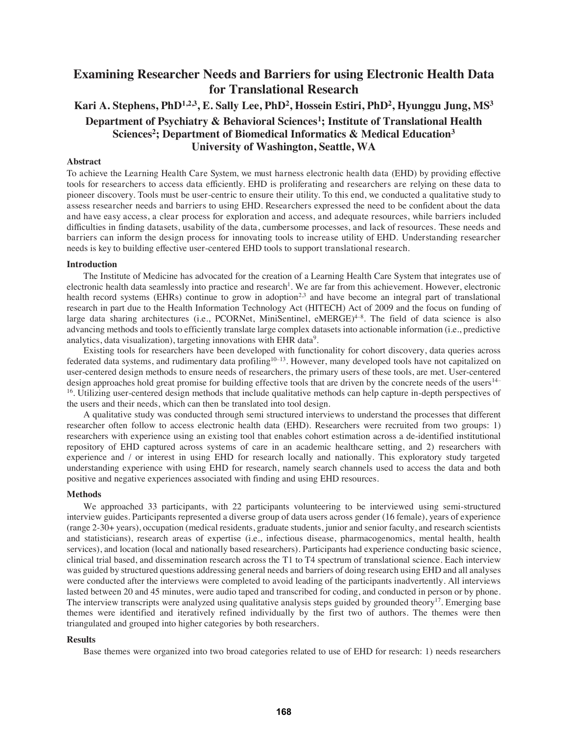# Examining Researcher Needs and Barriers for using Electronic Health Data for Translational Research

**Kari A. Stephens, PhD[1,2,3], E. Sally Lee, PhD[2], Hossein Estiri, PhD[2], Hyunggu Jung, MS[3]**

**Department of Psychiatry & Behavioral Sciences[1]; Institute of Translational Health Sciences[2]; Department of Biomedical Informatics & Medical Education[3]**
**University of Washington, Seattle, WA**

### Abstract

To achieve the Learning Health Care System, we must harness electronic health data (EHD) by providing effective tools for researchers to access data efficiently. EHD is proliferating and researchers are relying on these data to pioneer discovery. Tools must be user-centric to ensure their utility. To this end, we conducted a qualitative study to assess researcher needs and barriers to using EHD. Researchers expressed the need to be confident about the data and have easy access, a clear process for exploration and access, and adequate resources, while barriers included difficulties in finding datasets, usability of the data, cumbersome processes, and lack of resources. These needs and barriers can inform the design process for innovating tools to increase utility of EHD. Understanding researcher needs is key to building effective user-centered EHD tools to support translational research.

### Introduction

The Institute of Medicine has advocated for the creation of a Learning Health Care System that integrates use of electronic health data seamlessly into practice and research[1]. We are far from this achievement. However, electronic health record systems (EHRs) continue to grow in adoption[2,3] and have become an integral part of translational research in part due to the Health Information Technology Act (HITECH) Act of 2009 and the focus on funding of large data sharing architectures (i.e., PCORNet, MiniSentinel, eMERGE)[4–8]. The field of data science is also advancing methods and tools to efficiently translate large complex datasets into actionable information (i.e., predictive analytics, data visualization), targeting innovations with EHR data[9].

Existing tools for researchers have been developed with functionality for cohort discovery, data queries across federated data systems, and rudimentary data profiling[10–13]. However, many developed tools have not capitalized on user-centered design methods to ensure needs of researchers, the primary users of these tools, are met. User-centered design approaches hold great promise for building effective tools that are driven by the concrete needs of the users[14–16]. Utilizing user-centered design methods that include qualitative methods can help capture in-depth perspectives of the users and their needs, which can then be translated into tool design.

A qualitative study was conducted through semi structured interviews to understand the processes that different researcher often follow to access electronic health data (EHD). Researchers were recruited from two groups: 1) researchers with experience using an existing tool that enables cohort estimation across a de-identified institutional repository of EHD captured across systems of care in an academic healthcare setting, and 2) researchers with experience and / or interest in using EHD for research locally and nationally. This exploratory study targeted understanding experience with using EHD for research, namely search channels used to access the data and both positive and negative experiences associated with finding and using EHD resources.

### Methods

We approached 33 participants, with 22 participants volunteering to be interviewed using semi-structured interview guides. Participants represented a diverse group of data users across gender (16 female), years of experience (range 2-30+ years), occupation (medical residents, graduate students, junior and senior faculty, and research scientists and statisticians), research areas of expertise (i.e., infectious disease, pharmacogenomics, mental health, health services), and location (local and nationally based researchers). Participants had experience conducting basic science, clinical trial based, and dissemination research across the T1 to T4 spectrum of translational science. Each interview was guided by structured questions addressing general needs and barriers of doing research using EHD and all analyses were conducted after the interviews were completed to avoid leading of the participants inadvertently. All interviews lasted between 20 and 45 minutes, were audio taped and transcribed for coding, and conducted in person or by phone. The interview transcripts were analyzed using qualitative analysis steps guided by grounded theory[17]. Emerging base themes were identified and iteratively refined individually by the first two of authors. The themes were then triangulated and grouped into higher categories by both researchers.

### Results

Base themes were organized into two broad categories related to use of EHD for research: 1) needs researchers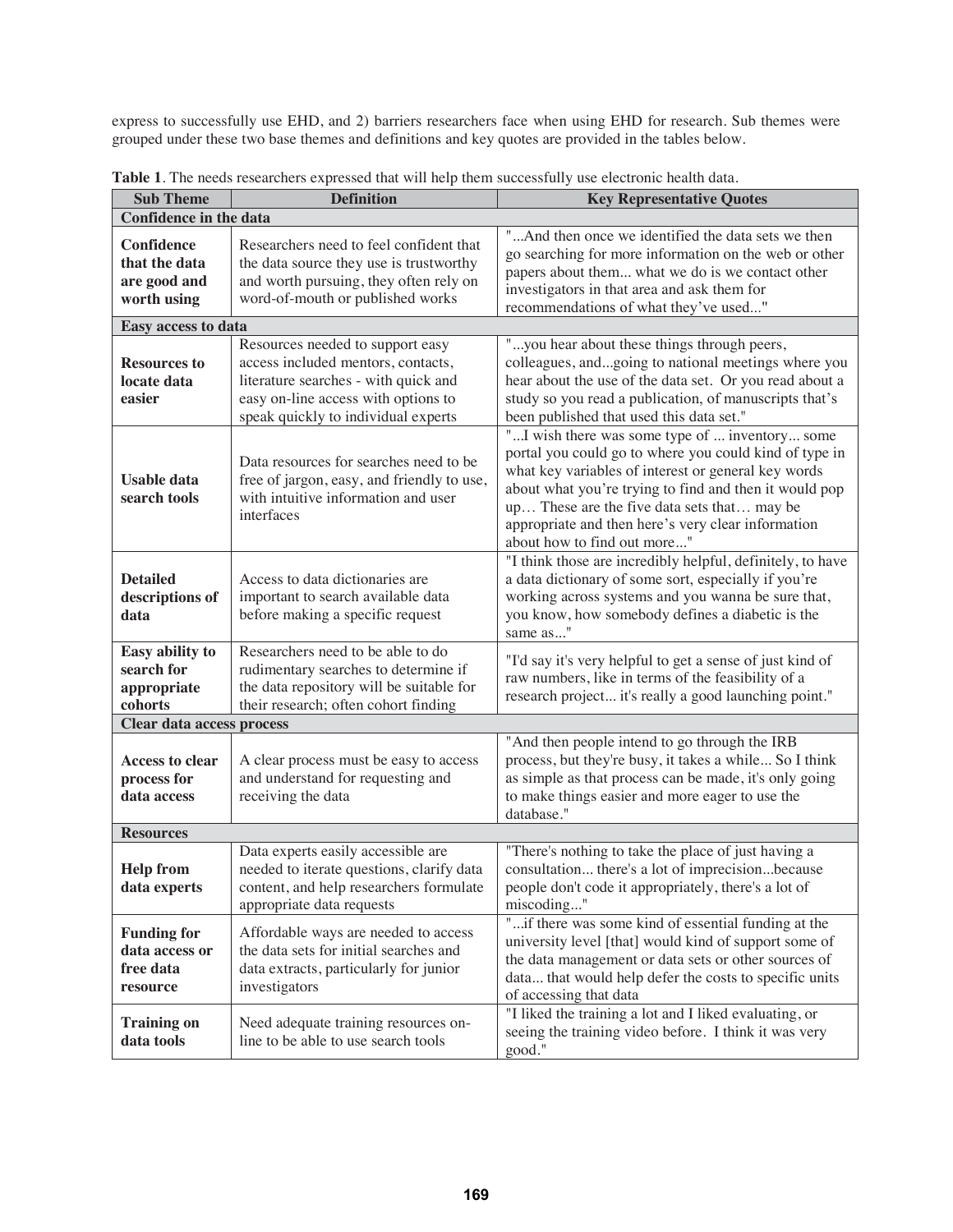express to successfully use EHD, and 2) barriers researchers face when using EHD for research. Sub themes were grouped under these two base themes and definitions and key quotes are provided in the tables below.

**Table 1**. The needs researchers expressed that will help them successfully use electronic health data.

| Sub Theme | Definition | Key Representative Quotes |
|---|---|---|
| **Confidence in the data** | | |
| **Confidence that the data are good and worth using** | Researchers need to feel confident that the data source they use is trustworthy and worth pursuing, they often rely on word-of-mouth or published works | "...And then once we identified the data sets we then go searching for more information on the web or other papers about them... what we do is we contact other investigators in that area and ask them for recommendations of what they've used..." |
| **Easy access to data** | | |
| **Resources to locate data easier** | Resources needed to support easy access included mentors, contacts, literature searches - with quick and easy on-line access with options to speak quickly to individual experts | "...you hear about these things through peers, colleagues, and...going to national meetings where you hear about the use of the data set. Or you read about a study so you read a publication, of manuscripts that's been published that used this data set." |
| **Usable data search tools** | Data resources for searches need to be free of jargon, easy, and friendly to use, with intuitive information and user interfaces | "...I wish there was some type of ... inventory... some portal you could go to where you could kind of type in what key variables of interest or general key words about what you're trying to find and then it would pop up… These are the five data sets that… may be appropriate and then here's very clear information about how to find out more..." |
| **Detailed descriptions of data** | Access to data dictionaries are important to search available data before making a specific request | "I think those are incredibly helpful, definitely, to have a data dictionary of some sort, especially if you're working across systems and you wanna be sure that, you know, how somebody defines a diabetic is the same as..." |
| **Easy ability to search for appropriate cohorts** | Researchers need to be able to do rudimentary searches to determine if the data repository will be suitable for their research; often cohort finding | "I'd say it's very helpful to get a sense of just kind of raw numbers, like in terms of the feasibility of a research project... it's really a good launching point." |
| **Clear data access process** | | |
| **Access to clear process for data access** | A clear process must be easy to access and understand for requesting and receiving the data | "And then people intend to go through the IRB process, but they're busy, it takes a while... So I think as simple as that process can be made, it's only going to make things easier and more eager to use the database." |
| **Resources** | | |
| **Help from data experts** | Data experts easily accessible are needed to iterate questions, clarify data content, and help researchers formulate appropriate data requests | "There's nothing to take the place of just having a consultation... there's a lot of imprecision...because people don't code it appropriately, there's a lot of miscoding..." |
| **Funding for data access or free data resource** | Affordable ways are needed to access the data sets for initial searches and data extracts, particularly for junior investigators | "...if there was some kind of essential funding at the university level [that] would kind of support some of the data management or data sets or other sources of data... that would help defer the costs to specific units of accessing that data |
| **Training on data tools** | Need adequate training resources on-line to be able to use search tools | "I liked the training a lot and I liked evaluating, or seeing the training video before. I think it was very good." |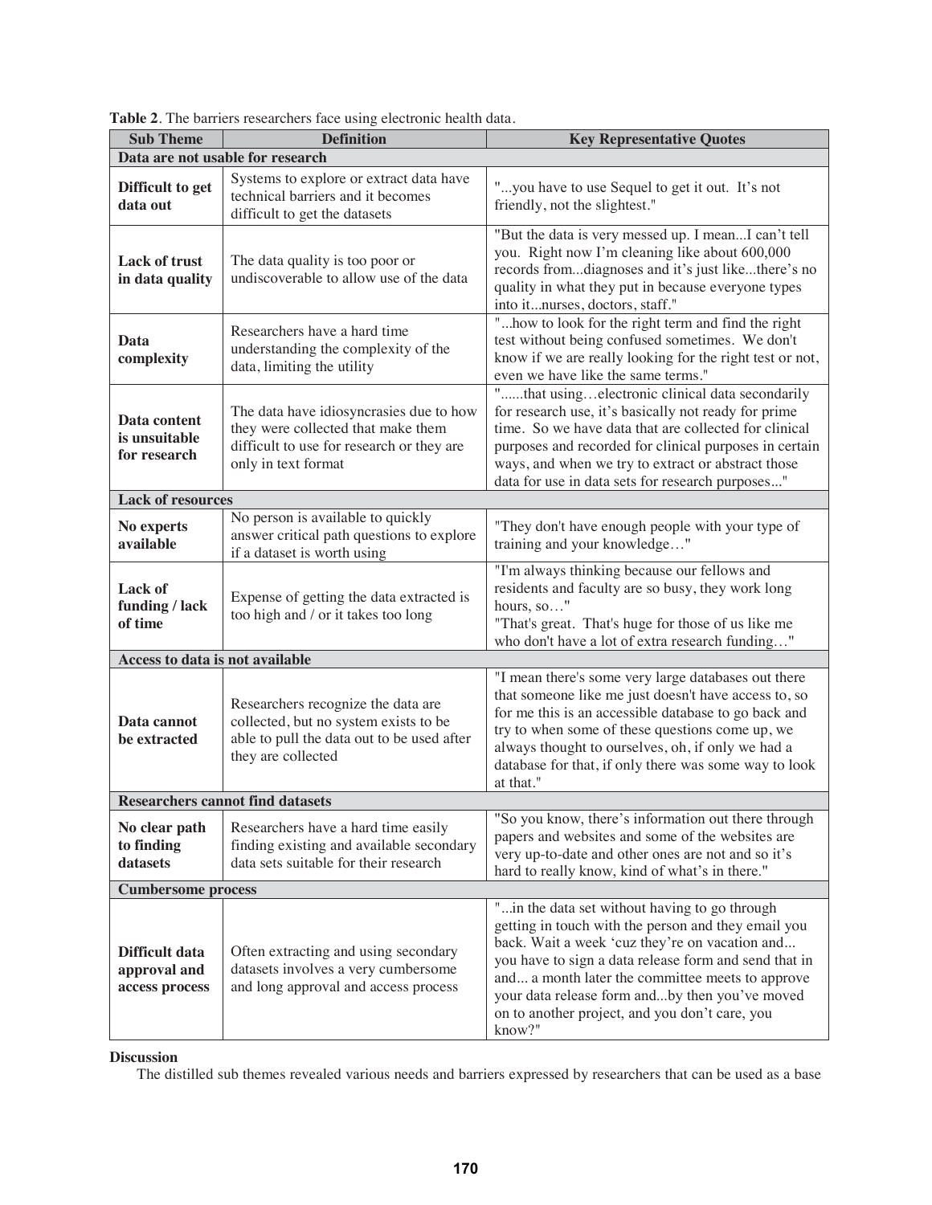**Table 2**. The barriers researchers face using electronic health data.

| Sub Theme | Definition | Key Representative Quotes |
|---|---|---|
| **Data are not usable for research** | | |
| **Difficult to get data out** | Systems to explore or extract data have technical barriers and it becomes difficult to get the datasets | "...you have to use Sequel to get it out. It's not friendly, not the slightest." |
| **Lack of trust in data quality** | The data quality is too poor or undiscoverable to allow use of the data | "But the data is very messed up. I mean...I can't tell you. Right now I'm cleaning like about 600,000 records from...diagnoses and it's just like...there's no quality in what they put in because everyone types into it...nurses, doctors, staff." |
| **Data complexity** | Researchers have a hard time understanding the complexity of the data, limiting the utility | "...how to look for the right term and find the right test without being confused sometimes. We don't know if we are really looking for the right test or not, even we have like the same terms." |
| **Data content is unsuitable for research** | The data have idiosyncrasies due to how they were collected that make them difficult to use for research or they are only in text format | "......that using…electronic clinical data secondarily for research use, it's basically not ready for prime time. So we have data that are collected for clinical purposes and recorded for clinical purposes in certain ways, and when we try to extract or abstract those data for use in data sets for research purposes..." |
| **Lack of resources** | | |
| **No experts available** | No person is available to quickly answer critical path questions to explore if a dataset is worth using | "They don't have enough people with your type of training and your knowledge…" |
| **Lack of funding / lack of time** | Expense of getting the data extracted is too high and / or it takes too long | "I'm always thinking because our fellows and residents and faculty are so busy, they work long hours, so…"<br>"That's great. That's huge for those of us like me who don't have a lot of extra research funding…" |
| **Access to data is not available** | | |
| **Data cannot be extracted** | Researchers recognize the data are collected, but no system exists to be able to pull the data out to be used after they are collected | "I mean there's some very large databases out there that someone like me just doesn't have access to, so for me this is an accessible database to go back and try to when some of these questions come up, we always thought to ourselves, oh, if only we had a database for that, if only there was some way to look at that." |
| **Researchers cannot find datasets** | | |
| **No clear path to finding datasets** | Researchers have a hard time easily finding existing and available secondary data sets suitable for their research | "So you know, there's information out there through papers and websites and some of the websites are very up-to-date and other ones are not and so it's hard to really know, kind of what's in there." |
| **Cumbersome process** | | |
| **Difficult data approval and access process** | Often extracting and using secondary datasets involves a very cumbersome and long approval and access process | "...in the data set without having to go through getting in touch with the person and they email you back. Wait a week 'cuz they're on vacation and... you have to sign a data release form and send that in and... a month later the committee meets to approve your data release form and...by then you've moved on to another project, and you don't care, you know?" |

**Discussion**

The distilled sub themes revealed various needs and barriers expressed by researchers that can be used as a base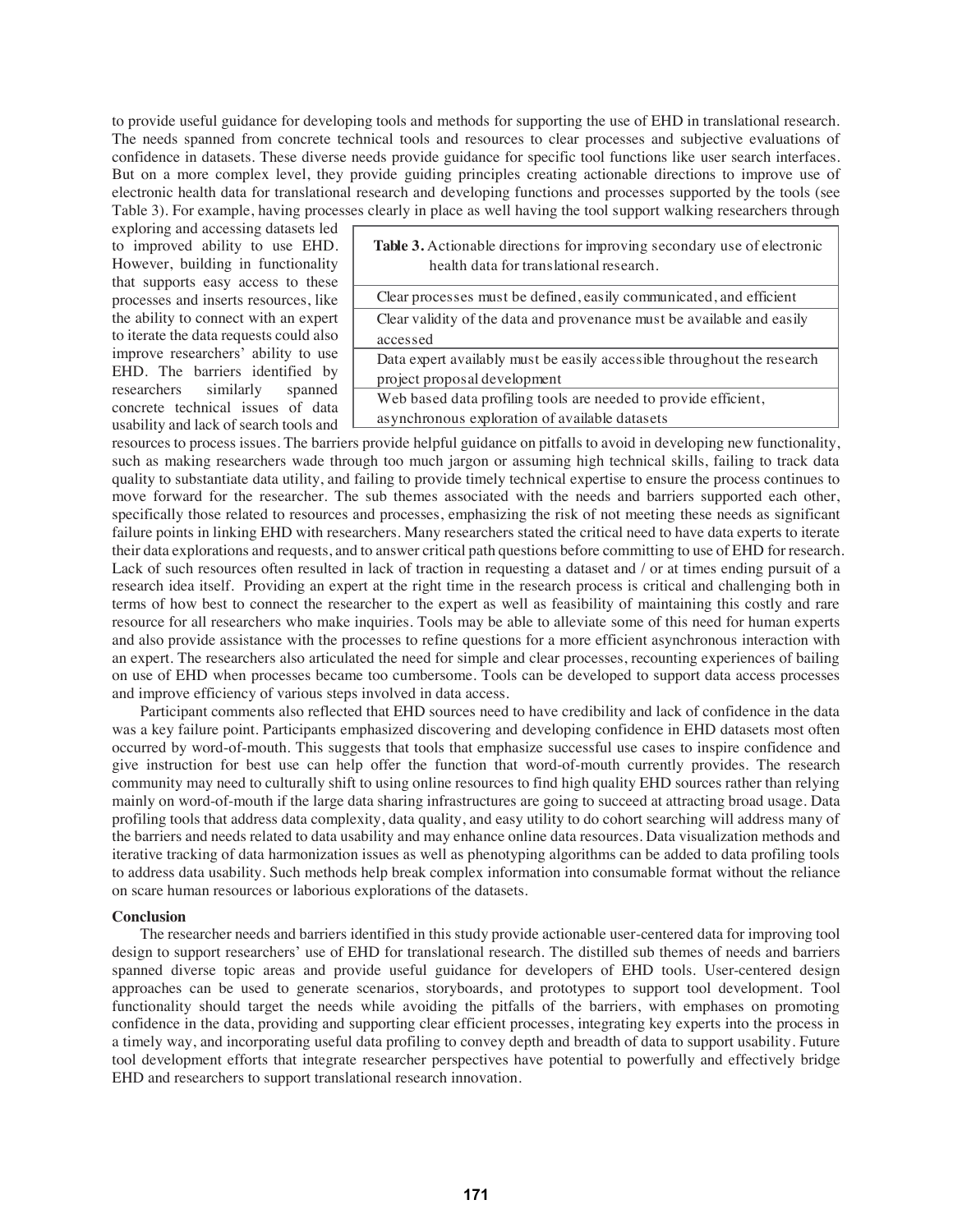to provide useful guidance for developing tools and methods for supporting the use of EHD in translational research. The needs spanned from concrete technical tools and resources to clear processes and subjective evaluations of confidence in datasets. These diverse needs provide guidance for specific tool functions like user search interfaces. But on a more complex level, they provide guiding principles creating actionable directions to improve use of electronic health data for translational research and developing functions and processes supported by the tools (see Table 3). For example, having processes clearly in place as well having the tool support walking researchers through exploring and accessing datasets led to improved ability to use EHD. However, building in functionality that supports easy access to these processes and inserts resources, like the ability to connect with an expert to iterate the data requests could also improve researchers' ability to use EHD. The barriers identified by researchers similarly spanned concrete technical issues of data usability and lack of search tools and resources to process issues. The barriers provide helpful guidance on pitfalls to avoid in developing new functionality, such as making researchers wade through too much jargon or assuming high technical skills, failing to track data quality to substantiate data utility, and failing to provide timely technical expertise to ensure the process continues to move forward for the researcher. The sub themes associated with the needs and barriers supported each other, specifically those related to resources and processes, emphasizing the risk of not meeting these needs as significant failure points in linking EHD with researchers. Many researchers stated the critical need to have data experts to iterate their data explorations and requests, and to answer critical path questions before committing to use of EHD for research. Lack of such resources often resulted in lack of traction in requesting a dataset and / or at times ending pursuit of a research idea itself. Providing an expert at the right time in the research process is critical and challenging both in terms of how best to connect the researcher to the expert as well as feasibility of maintaining this costly and rare resource for all researchers who make inquiries. Tools may be able to alleviate some of this need for human experts and also provide assistance with the processes to refine questions for a more efficient asynchronous interaction with an expert. The researchers also articulated the need for simple and clear processes, recounting experiences of bailing on use of EHD when processes became too cumbersome. Tools can be developed to support data access processes and improve efficiency of various steps involved in data access.

**Table 3.** Actionable directions for improving secondary use of electronic health data for translational research.

| Actionable directions |
|---|
| Clear processes must be defined, easily communicated, and efficient |
| Clear validity of the data and provenance must be available and easily accessed |
| Data expert availably must be easily accessible throughout the research project proposal development |
| Web based data profiling tools are needed to provide efficient, asynchronous exploration of available datasets |

Participant comments also reflected that EHD sources need to have credibility and lack of confidence in the data was a key failure point. Participants emphasized discovering and developing confidence in EHD datasets most often occurred by word-of-mouth. This suggests that tools that emphasize successful use cases to inspire confidence and give instruction for best use can help offer the function that word-of-mouth currently provides. The research community may need to culturally shift to using online resources to find high quality EHD sources rather than relying mainly on word-of-mouth if the large data sharing infrastructures are going to succeed at attracting broad usage. Data profiling tools that address data complexity, data quality, and easy utility to do cohort searching will address many of the barriers and needs related to data usability and may enhance online data resources. Data visualization methods and iterative tracking of data harmonization issues as well as phenotyping algorithms can be added to data profiling tools to address data usability. Such methods help break complex information into consumable format without the reliance on scare human resources or laborious explorations of the datasets.

**Conclusion**

The researcher needs and barriers identified in this study provide actionable user-centered data for improving tool design to support researchers' use of EHD for translational research. The distilled sub themes of needs and barriers spanned diverse topic areas and provide useful guidance for developers of EHD tools. User-centered design approaches can be used to generate scenarios, storyboards, and prototypes to support tool development. Tool functionality should target the needs while avoiding the pitfalls of the barriers, with emphases on promoting confidence in the data, providing and supporting clear efficient processes, integrating key experts into the process in a timely way, and incorporating useful data profiling to convey depth and breadth of data to support usability. Future tool development efforts that integrate researcher perspectives have potential to powerfully and effectively bridge EHD and researchers to support translational research innovation.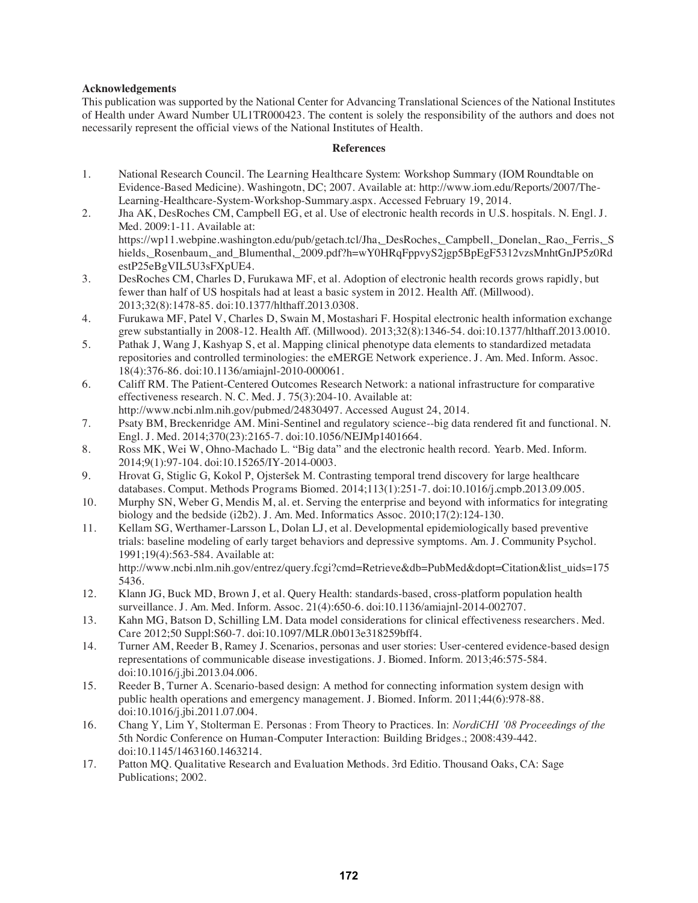**Acknowledgements**

This publication was supported by the National Center for Advancing Translational Sciences of the National Institutes of Health under Award Number UL1TR000423. The content is solely the responsibility of the authors and does not necessarily represent the official views of the National Institutes of Health.

## References

1. National Research Council. The Learning Healthcare System: Workshop Summary (IOM Roundtable on Evidence-Based Medicine). Washingotn, DC; 2007. Available at: http://www.iom.edu/Reports/2007/The-Learning-Healthcare-System-Workshop-Summary.aspx. Accessed February 19, 2014.
2. Jha AK, DesRoches CM, Campbell EG, et al. Use of electronic health records in U.S. hospitals. N. Engl. J. Med. 2009:1-11. Available at: https://wp11.webpine.washington.edu/pub/getach.tcl/Jha,_DesRoches,_Campbell,_Donelan,_Rao,_Ferris,_Shields,_Rosenbaum,_and_Blumenthal,_2009.pdf?h=wY0HRqFppvyS2jgp5BpEgF5312vzsMnhtGnJP5z0RdestP25eBgVIL5U3sFXpUE4.
3. DesRoches CM, Charles D, Furukawa MF, et al. Adoption of electronic health records grows rapidly, but fewer than half of US hospitals had at least a basic system in 2012. Health Aff. (Millwood). 2013;32(8):1478-85. doi:10.1377/hlthaff.2013.0308.
4. Furukawa MF, Patel V, Charles D, Swain M, Mostashari F. Hospital electronic health information exchange grew substantially in 2008-12. Health Aff. (Millwood). 2013;32(8):1346-54. doi:10.1377/hlthaff.2013.0010.
5. Pathak J, Wang J, Kashyap S, et al. Mapping clinical phenotype data elements to standardized metadata repositories and controlled terminologies: the eMERGE Network experience. J. Am. Med. Inform. Assoc. 18(4):376-86. doi:10.1136/amiajnl-2010-000061.
6. Califf RM. The Patient-Centered Outcomes Research Network: a national infrastructure for comparative effectiveness research. N. C. Med. J. 75(3):204-10. Available at: http://www.ncbi.nlm.nih.gov/pubmed/24830497. Accessed August 24, 2014.
7. Psaty BM, Breckenridge AM. Mini-Sentinel and regulatory science--big data rendered fit and functional. N. Engl. J. Med. 2014;370(23):2165-7. doi:10.1056/NEJMp1401664.
8. Ross MK, Wei W, Ohno-Machado L. "Big data" and the electronic health record. Yearb. Med. Inform. 2014;9(1):97-104. doi:10.15265/IY-2014-0003.
9. Hrovat G, Stiglic G, Kokol P, Ojsteršek M. Contrasting temporal trend discovery for large healthcare databases. Comput. Methods Programs Biomed. 2014;113(1):251-7. doi:10.1016/j.cmpb.2013.09.005.
10. Murphy SN, Weber G, Mendis M, al. et. Serving the enterprise and beyond with informatics for integrating biology and the bedside (i2b2). J. Am. Med. Informatics Assoc. 2010;17(2):124-130.
11. Kellam SG, Werthamer-Larsson L, Dolan LJ, et al. Developmental epidemiologically based preventive trials: baseline modeling of early target behaviors and depressive symptoms. Am. J. Community Psychol. 1991;19(4):563-584. Available at: http://www.ncbi.nlm.nih.gov/entrez/query.fcgi?cmd=Retrieve&db=PubMed&dopt=Citation&list_uids=1755436.
12. Klann JG, Buck MD, Brown J, et al. Query Health: standards-based, cross-platform population health surveillance. J. Am. Med. Inform. Assoc. 21(4):650-6. doi:10.1136/amiajnl-2014-002707.
13. Kahn MG, Batson D, Schilling LM. Data model considerations for clinical effectiveness researchers. Med. Care 2012;50 Suppl:S60-7. doi:10.1097/MLR.0b013e318259bff4.
14. Turner AM, Reeder B, Ramey J. Scenarios, personas and user stories: User-centered evidence-based design representations of communicable disease investigations. J. Biomed. Inform. 2013;46:575-584. doi:10.1016/j.jbi.2013.04.006.
15. Reeder B, Turner A. Scenario-based design: A method for connecting information system design with public health operations and emergency management. J. Biomed. Inform. 2011;44(6):978-88. doi:10.1016/j.jbi.2011.07.004.
16. Chang Y, Lim Y, Stolterman E. Personas : From Theory to Practices. In: *NordiCHI '08 Proceedings of the* 5th Nordic Conference on Human-Computer Interaction: Building Bridges.; 2008:439-442. doi:10.1145/1463160.1463214.
17. Patton MQ. Qualitative Research and Evaluation Methods. 3rd Editio. Thousand Oaks, CA: Sage Publications; 2002.